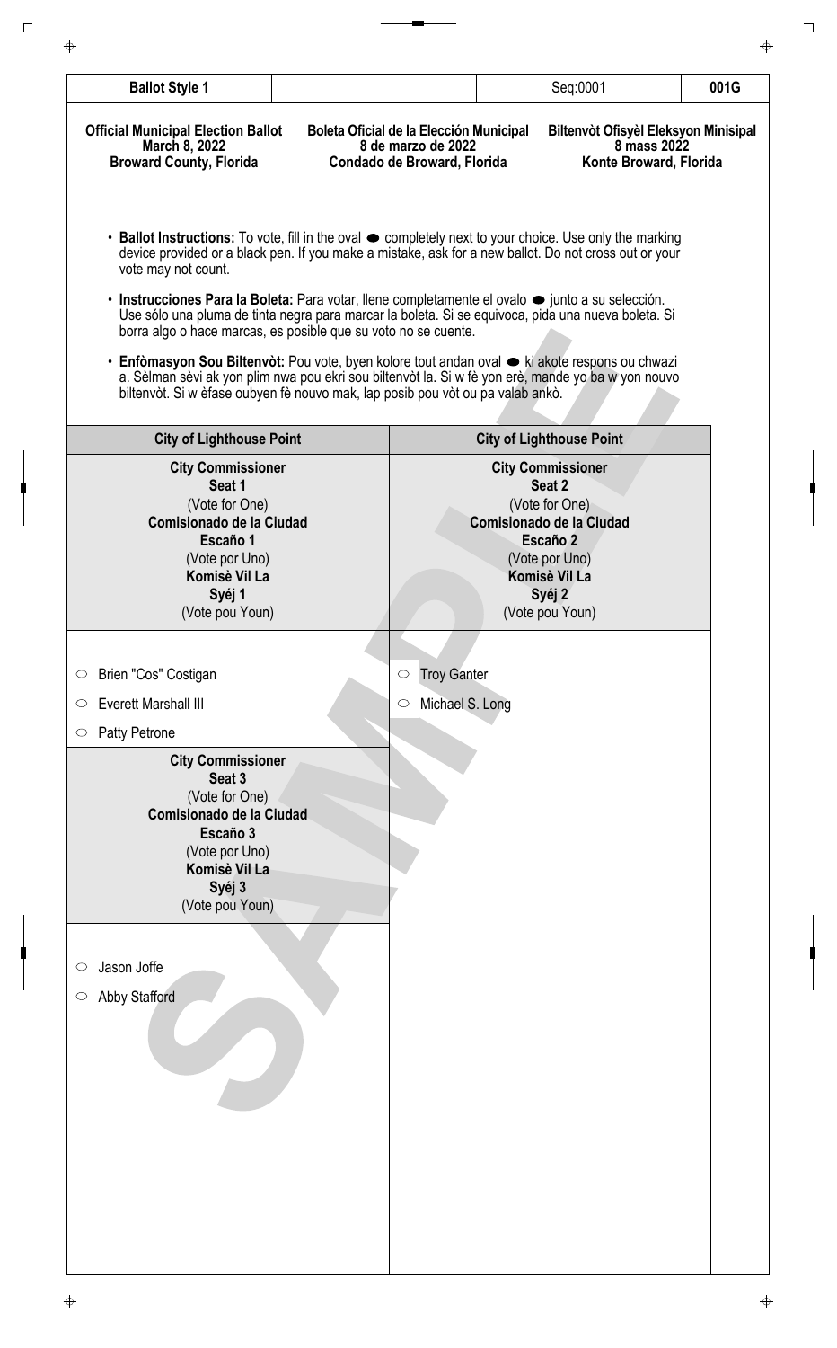| Ballot Style 1 | | Seq:0001 | 001G |
|---|---|---|---|

**Official Municipal Election Ballot**
**March 8, 2022**
**Broward County, Florida**

**Boleta Oficial de la Elección Municipal**
**8 de marzo de 2022**
**Condado de Broward, Florida**

**Biltenvòt Ofisyèl Eleksyon Minisipal**
**8 mass 2022**
**Konte Broward, Florida**

- **Ballot Instructions:** To vote, fill in the oval ⬬ completely next to your choice. Use only the marking device provided or a black pen. If you make a mistake, ask for a new ballot. Do not cross out or your vote may not count.
- **Instrucciones Para la Boleta:** Para votar, llene completamente el ovalo ⬬ junto a su selección. Use sólo una pluma de tinta negra para marcar la boleta. Si se equivoca, pida una nueva boleta. Si borra algo o hace marcas, es posible que su voto no se cuente.
- **Enfòmasyon Sou Biltenvòt:** Pou vote, byen kolore tout andan oval ⬬ ki akote respons ou chwazi a. Sèlman sèvi ak yon plim nwa pou ekri sou biltenvòt la. Si w fè yon erè, mande yo ba w yon nouvo biltenvòt. Si w èfase oubyen fè nouvo mak, lap posib pou vòt ou pa valab ankò.

## City of Lighthouse Point

**City Commissioner**
**Seat 1**
(Vote for One)
**Comisionado de la Ciudad**
**Escaño 1**
(Vote por Uno)
**Komisè Vil La**
**Syéj 1**
(Vote pou Youn)

- ⬭ Brien "Cos" Costigan
- ⬭ Everett Marshall III
- ⬭ Patty Petrone

**City Commissioner**
**Seat 3**
(Vote for One)
**Comisionado de la Ciudad**
**Escaño 3**
(Vote por Uno)
**Komisè Vil La**
**Syéj 3**
(Vote pou Youn)

- ⬭ Jason Joffe
- ⬭ Abby Stafford

## City of Lighthouse Point

**City Commissioner**
**Seat 2**
(Vote for One)
**Comisionado de la Ciudad**
**Escaño 2**
(Vote por Uno)
**Komisè Vil La**
**Syéj 2**
(Vote pou Youn)

- ⬭ Troy Ganter
- ⬭ Michael S. Long

SAMPLE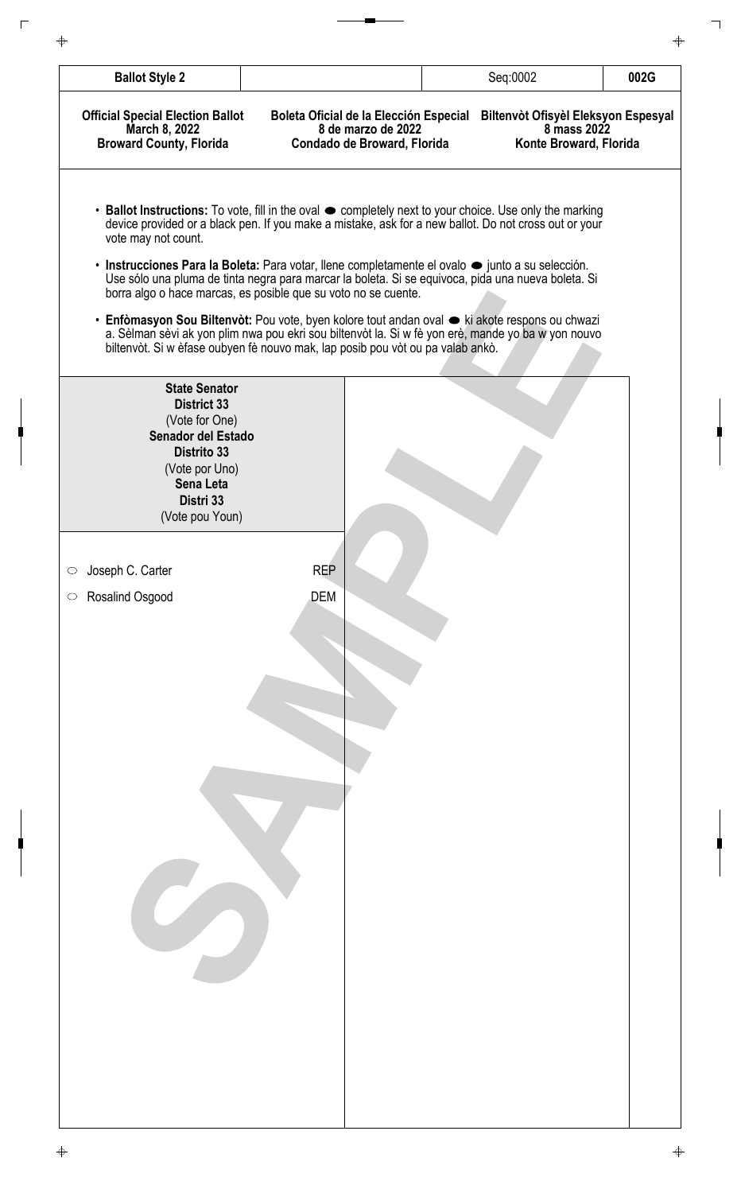| Ballot Style 2 | | Seq:0002 | 002G |
|---|---|---|---|

| Official Special Election Ballot | Boleta Oficial de la Elección Especial | Biltenvòt Ofisyèl Eleksyon Espesyal |
|---|---|---|
| March 8, 2022 | 8 de marzo de 2022 | 8 mass 2022 |
| Broward County, Florida | Condado de Broward, Florida | Konte Broward, Florida |

- **Ballot Instructions:** To vote, fill in the oval ⬬ completely next to your choice. Use only the marking device provided or a black pen. If you make a mistake, ask for a new ballot. Do not cross out or your vote may not count.
- **Instrucciones Para la Boleta:** Para votar, llene completamente el ovalo ⬬ junto a su selección. Use sólo una pluma de tinta negra para marcar la boleta. Si se equivoca, pida una nueva boleta. Si borra algo o hace marcas, es posible que su voto no se cuente.
- **Enfòmasyon Sou Biltenvòt:** Pou vote, byen kolore tout andan oval ⬬ ki akote respons ou chwazi a. Sèlman sèvi ak yon plim nwa pou ekri sou biltenvòt la. Si w fè yon erè, mande yo ba w yon nouvo biltenvòt. Si w èfase oubyen fè nouvo mak, lap posib pou vòt ou pa valab ankò.

**State Senator**
**District 33**
(Vote for One)
**Senador del Estado**
**Distrito 33**
(Vote por Uno)
**Sena Leta**
**Distri 33**
(Vote pou Youn)

- ○ Joseph C. Carter — REP
- ○ Rosalind Osgood — DEM

SAMPLE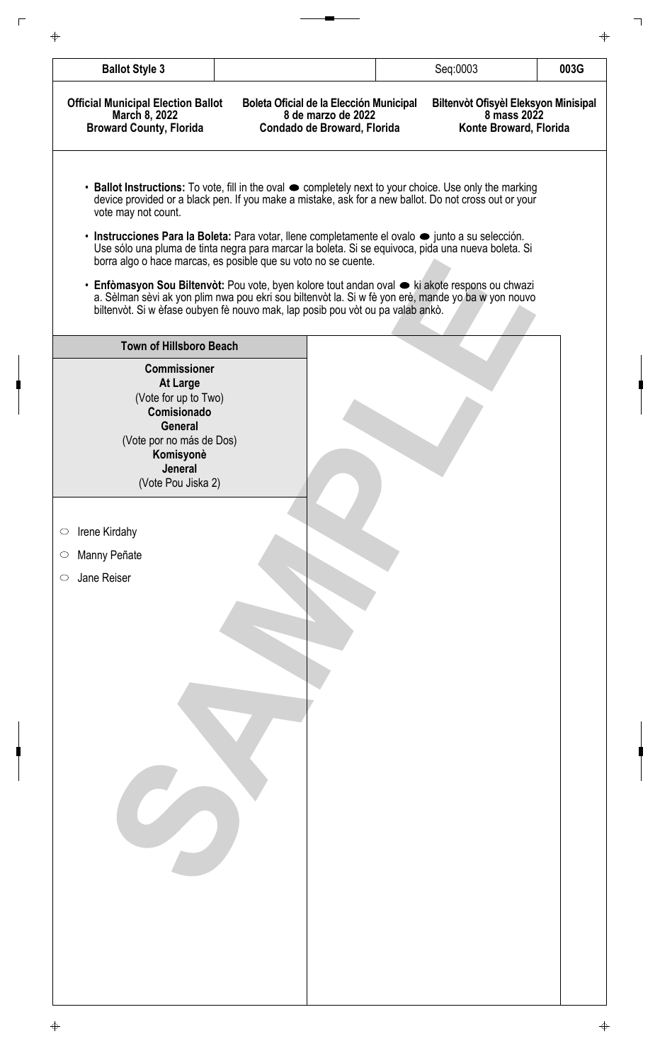| Ballot Style 3 | | Seq:0003 | 003G |
|---|---|---|---|

| Official Municipal Election Ballot<br>March 8, 2022<br>Broward County, Florida | Boleta Oficial de la Elección Municipal<br>8 de marzo de 2022<br>Condado de Broward, Florida | Biltenvòt Ofisyèl Eleksyon Minisipal<br>8 mass 2022<br>Konte Broward, Florida |
|---|---|---|

- **Ballot Instructions:** To vote, fill in the oval ⬬ completely next to your choice. Use only the marking device provided or a black pen. If you make a mistake, ask for a new ballot. Do not cross out or your vote may not count.
- **Instrucciones Para la Boleta:** Para votar, llene completamente el ovalo ⬬ junto a su selección. Use sólo una pluma de tinta negra para marcar la boleta. Si se equivoca, pida una nueva boleta. Si borra algo o hace marcas, es posible que su voto no se cuente.
- **Enfòmasyon Sou Biltenvòt:** Pou vote, byen kolore tout andan oval ⬬ ki akote respons ou chwazi a. Sèlman sèvi ak yon plim nwa pou ekri sou biltenvòt la. Si w fè yon erè, mande yo ba w yon nouvo biltenvòt. Si w èfase oubyen fè nouvo mak, lap posib pou vòt ou pa valab ankò.

## Town of Hillsboro Beach

**Commissioner**
**At Large**
(Vote for up to Two)
**Comisionado**
**General**
(Vote por no más de Dos)
**Komisyonè**
**Jeneral**
(Vote Pou Jiska 2)

- ○ Irene Kirdahy
- ○ Manny Peñate
- ○ Jane Reiser

SAMPLE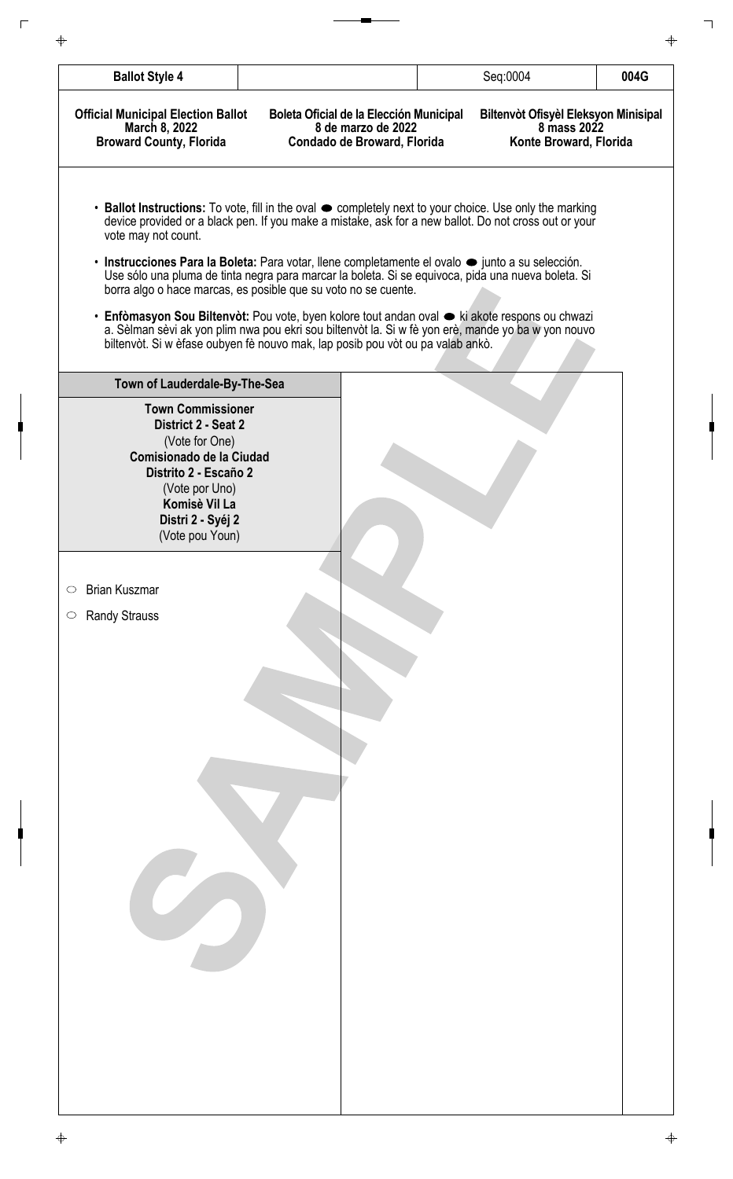| Ballot Style 4 | | Seq:0004 | 004G |
|---|---|---|---|

| Official Municipal Election Ballot | Boleta Oficial de la Elección Municipal | Biltenvòt Ofisyèl Eleksyon Minisipal |
|---|---|---|
| March 8, 2022 | 8 de marzo de 2022 | 8 mass 2022 |
| Broward County, Florida | Condado de Broward, Florida | Konte Broward, Florida |

- **Ballot Instructions:** To vote, fill in the oval ⬬ completely next to your choice. Use only the marking device provided or a black pen. If you make a mistake, ask for a new ballot. Do not cross out or your vote may not count.
- **Instrucciones Para la Boleta:** Para votar, llene completamente el ovalo ⬬ junto a su selección. Use sólo una pluma de tinta negra para marcar la boleta. Si se equivoca, pida una nueva boleta. Si borra algo o hace marcas, es posible que su voto no se cuente.
- **Enfòmasyon Sou Biltenvòt:** Pou vote, byen kolore tout andan oval ⬬ ki akote respons ou chwazi a. Sèlman sèvi ak yon plim nwa pou ekri sou biltenvòt la. Si w fè yon erè, mande yo ba w yon nouvo biltenvòt. Si w èfase oubyen fè nouvo mak, lap posib pou vòt ou pa valab ankò.

**Town of Lauderdale-By-The-Sea**

**Town Commissioner**
**District 2 - Seat 2**
(Vote for One)
**Comisionado de la Ciudad**
**Distrito 2 - Escaño 2**
(Vote por Uno)
**Komisè Vil La**
**Distri 2 - Syéj 2**
(Vote pou Youn)

- ⬭ Brian Kuszmar
- ⬭ Randy Strauss

SAMPLE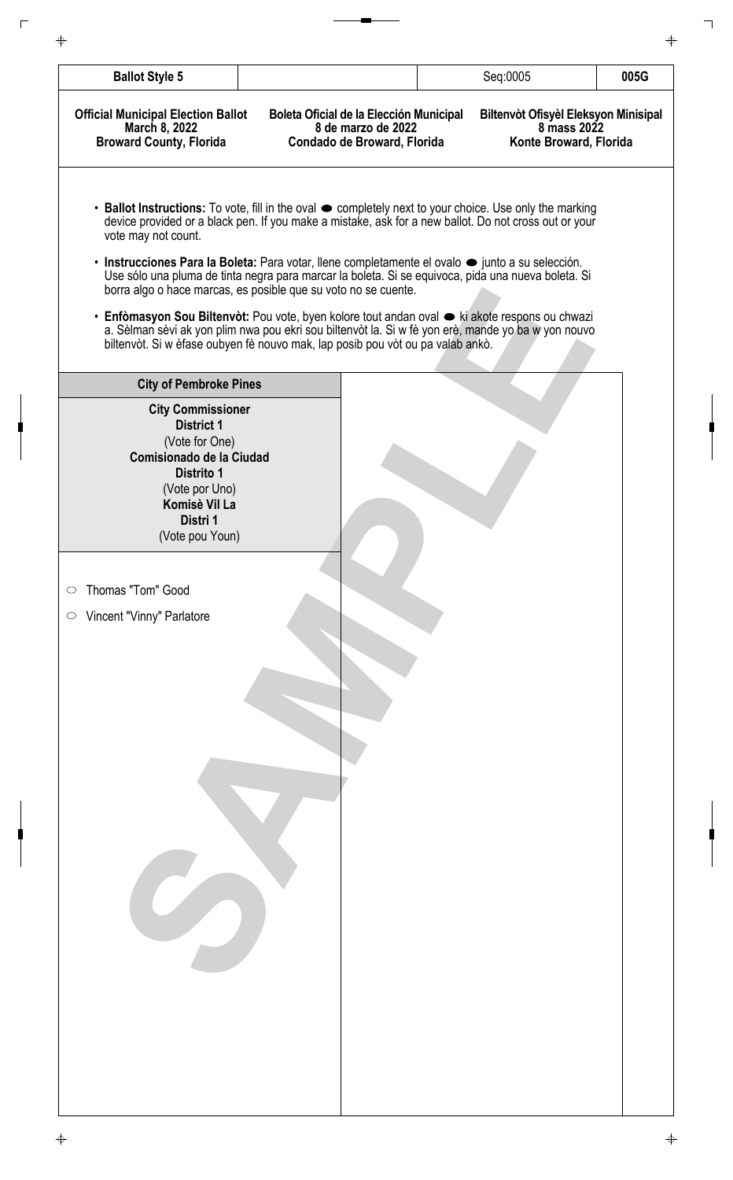| Ballot Style 5 | | Seq:0005 | 005G |
|---|---|---|---|

| **Official Municipal Election Ballot**<br>**March 8, 2022**<br>**Broward County, Florida** | **Boleta Oficial de la Elección Municipal**<br>**8 de marzo de 2022**<br>**Condado de Broward, Florida** | **Biltenvòt Ofisyèl Eleksyon Minisipal**<br>**8 mass 2022**<br>**Konte Broward, Florida** |
|---|---|---|

- **Ballot Instructions:** To vote, fill in the oval ⬬ completely next to your choice. Use only the marking device provided or a black pen. If you make a mistake, ask for a new ballot. Do not cross out or your vote may not count.
- **Instrucciones Para la Boleta:** Para votar, llene completamente el ovalo ⬬ junto a su selección. Use sólo una pluma de tinta negra para marcar la boleta. Si se equivoca, pida una nueva boleta. Si borra algo o hace marcas, es posible que su voto no se cuente.
- **Enfòmasyon Sou Biltenvòt:** Pou vote, byen kolore tout andan oval ⬬ ki akote respons ou chwazi a. Sèlman sèvi ak yon plim nwa pou ekri sou biltenvòt la. Si w fè yon erè, mande yo ba w yon nouvo biltenvòt. Si w èfase oubyen fè nouvo mak, lap posib pou vòt ou pa valab ankò.

**City of Pembroke Pines**

**City Commissioner**
**District 1**
(Vote for One)
**Comisionado de la Ciudad**
**Distrito 1**
(Vote por Uno)
**Komisè Vil La**
**Distri 1**
(Vote pou Youn)

- ○ Thomas "Tom" Good
- ○ Vincent "Vinny" Parlatore

SAMPLE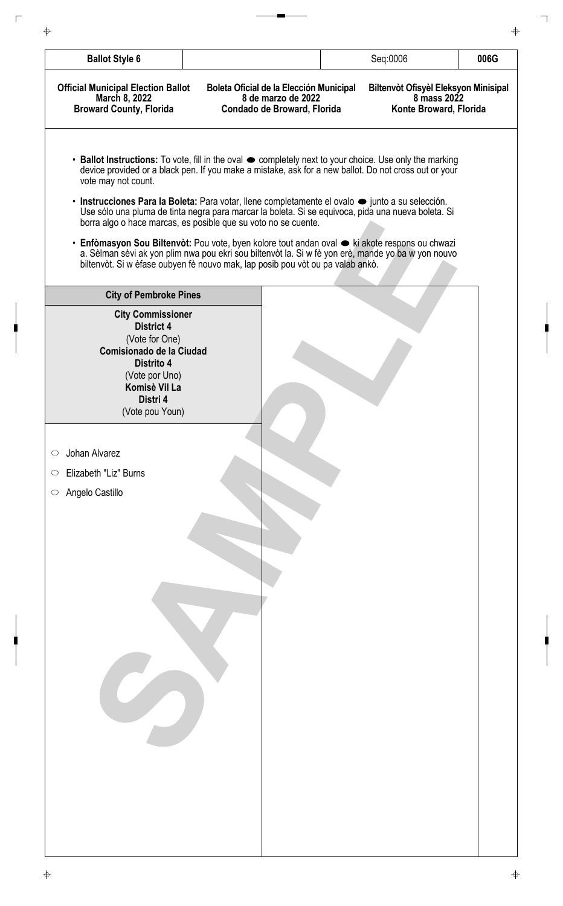| Ballot Style 6 | | Seq:0006 | 006G |
|---|---|---|---|

**Official Municipal Election Ballot**
**March 8, 2022**
**Broward County, Florida**

**Boleta Oficial de la Elección Municipal**
**8 de marzo de 2022**
**Condado de Broward, Florida**

**Biltenvòt Ofisyèl Eleksyon Minisipal**
**8 mass 2022**
**Konte Broward, Florida**

- **Ballot Instructions:** To vote, fill in the oval ⬬ completely next to your choice. Use only the marking device provided or a black pen. If you make a mistake, ask for a new ballot. Do not cross out or your vote may not count.
- **Instrucciones Para la Boleta:** Para votar, llene completamente el ovalo ⬬ junto a su selección. Use sólo una pluma de tinta negra para marcar la boleta. Si se equivoca, pida una nueva boleta. Si borra algo o hace marcas, es posible que su voto no se cuente.
- **Enfòmasyon Sou Biltenvòt:** Pou vote, byen kolore tout andan oval ⬬ ki akote respons ou chwazi a. Sèlman sèvi ak yon plim nwa pou ekri sou biltenvòt la. Si w fè yon erè, mande yo ba w yon nouvo biltenvòt. Si w èfase oubyen fè nouvo mak, lap posib pou vòt ou pa valab ankò.

**City of Pembroke Pines**

**City Commissioner**
**District 4**
(Vote for One)
**Comisionado de la Ciudad**
**Distrito 4**
(Vote por Uno)
**Komisè Vil La**
**Distri 4**
(Vote pou Youn)

- ⬭ Johan Alvarez
- ⬭ Elizabeth "Liz" Burns
- ⬭ Angelo Castillo

SAMPLE